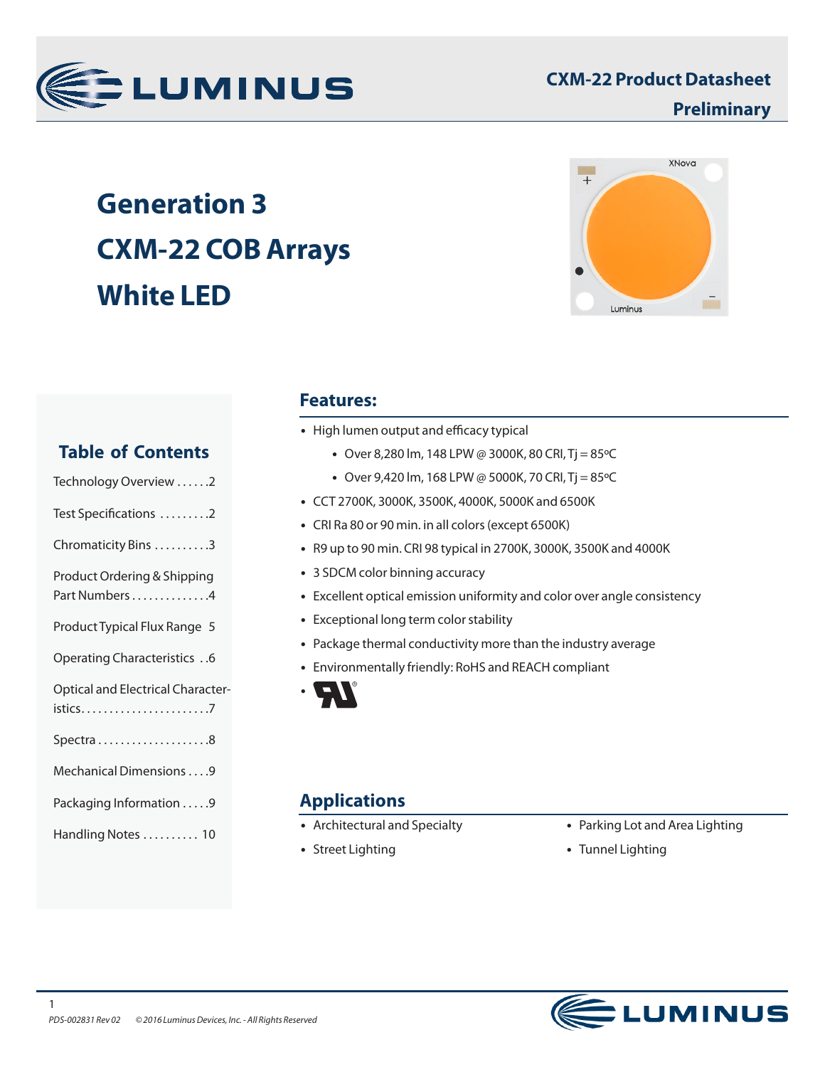# CXM-22 Product Datasheet

**Preliminary**

# Generation 3 CXM-22 COB Arrays White LED

## Table of Contents

- Technology Overview ......2
- Test Specifications .........2
- Chromaticity Bins ..........3
- Product Ordering & Shipping Part Numbers ..............4
- Product Typical Flux Range 5
- Operating Characteristics ..6
- Optical and Electrical Characteristics.......................7
- Spectra ....................8
- Mechanical Dimensions ....9
- Packaging Information .....9
- Handling Notes .......... 10

## Features:

- High lumen output and efficacy typical
    - Over 8,280 lm, 148 LPW @ 3000K, 80 CRI, Tj = 85ºC
    - Over 9,420 lm, 168 LPW @ 5000K, 70 CRI, Tj = 85ºC
- CCT 2700K, 3000K, 3500K, 4000K, 5000K and 6500K
- CRI Ra 80 or 90 min. in all colors (except 6500K)
- R9 up to 90 min. CRI 98 typical in 2700K, 3000K, 3500K and 4000K
- 3 SDCM color binning accuracy
- Excellent optical emission uniformity and color over angle consistency
- Exceptional long term color stability
- Package thermal conductivity more than the industry average
- Environmentally friendly: RoHS and REACH compliant
- UL®

## Applications

- Architectural and Specialty
- Street Lighting
- Parking Lot and Area Lighting
- Tunnel Lighting

PDS-002831 Rev 02 © 2016 Luminus Devices, Inc. - All Rights Reserved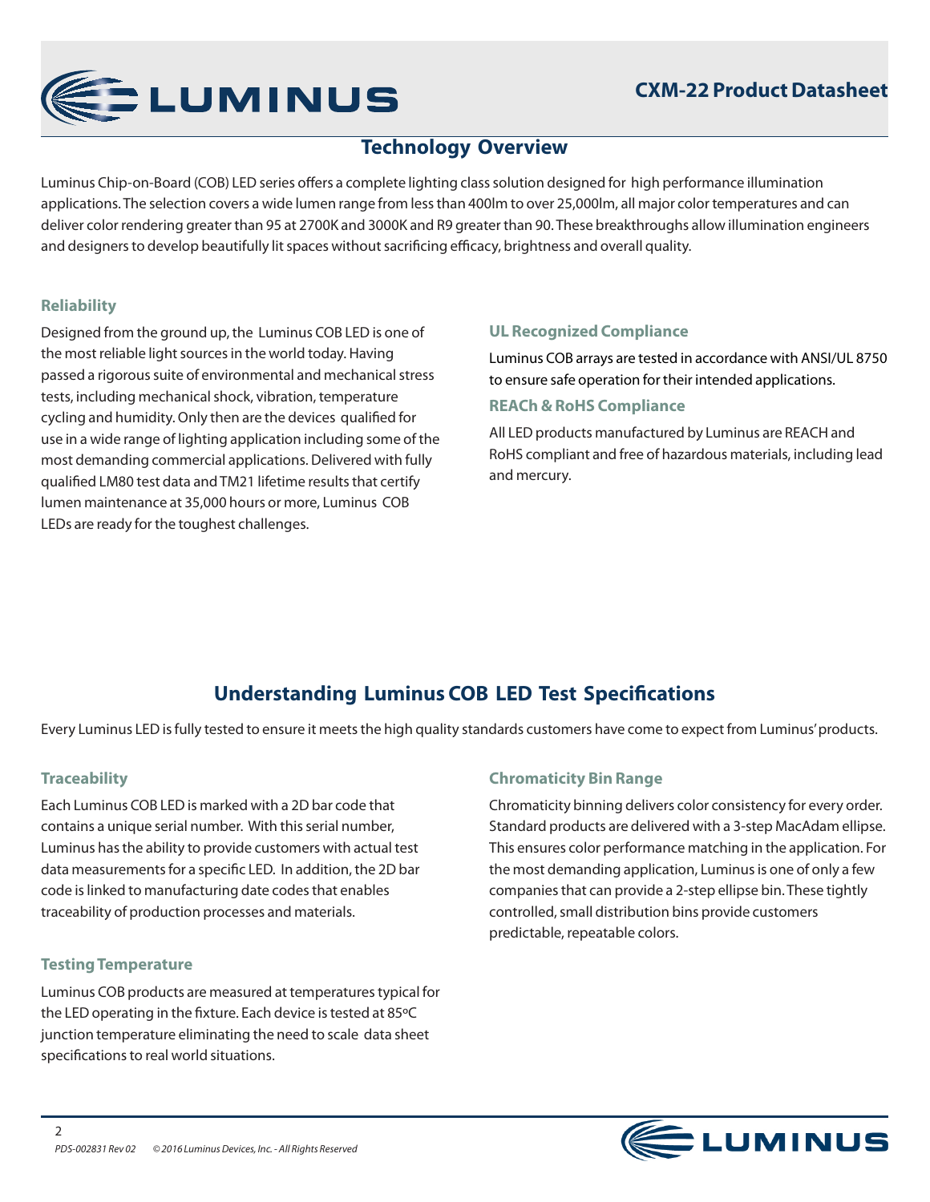## Technology Overview

Luminus Chip-on-Board (COB) LED series offers a complete lighting class solution designed for high performance illumination applications. The selection covers a wide lumen range from less than 400lm to over 25,000lm, all major color temperatures and can deliver color rendering greater than 95 at 2700K and 3000K and R9 greater than 90. These breakthroughs allow illumination engineers and designers to develop beautifully lit spaces without sacrificing efficacy, brightness and overall quality.

### Reliability

Designed from the ground up, the Luminus COB LED is one of the most reliable light sources in the world today. Having passed a rigorous suite of environmental and mechanical stress tests, including mechanical shock, vibration, temperature cycling and humidity. Only then are the devices qualified for use in a wide range of lighting application including some of the most demanding commercial applications. Delivered with fully qualified LM80 test data and TM21 lifetime results that certify lumen maintenance at 35,000 hours or more, Luminus COB LEDs are ready for the toughest challenges.

### UL Recognized Compliance

Luminus COB arrays are tested in accordance with ANSI/UL 8750 to ensure safe operation for their intended applications.

### REACh & RoHS Compliance

All LED products manufactured by Luminus are REACH and RoHS compliant and free of hazardous materials, including lead and mercury.

## Understanding Luminus COB LED Test Specifications

Every Luminus LED is fully tested to ensure it meets the high quality standards customers have come to expect from Luminus' products.

### Traceability

Each Luminus COB LED is marked with a 2D bar code that contains a unique serial number. With this serial number, Luminus has the ability to provide customers with actual test data measurements for a specific LED. In addition, the 2D bar code is linked to manufacturing date codes that enables traceability of production processes and materials.

### Testing Temperature

Luminus COB products are measured at temperatures typical for the LED operating in the fixture. Each device is tested at 85ºC junction temperature eliminating the need to scale data sheet specifications to real world situations.

### Chromaticity Bin Range

Chromaticity binning delivers color consistency for every order. Standard products are delivered with a 3-step MacAdam ellipse. This ensures color performance matching in the application. For the most demanding application, Luminus is one of only a few companies that can provide a 2-step ellipse bin. These tightly controlled, small distribution bins provide customers predictable, repeatable colors.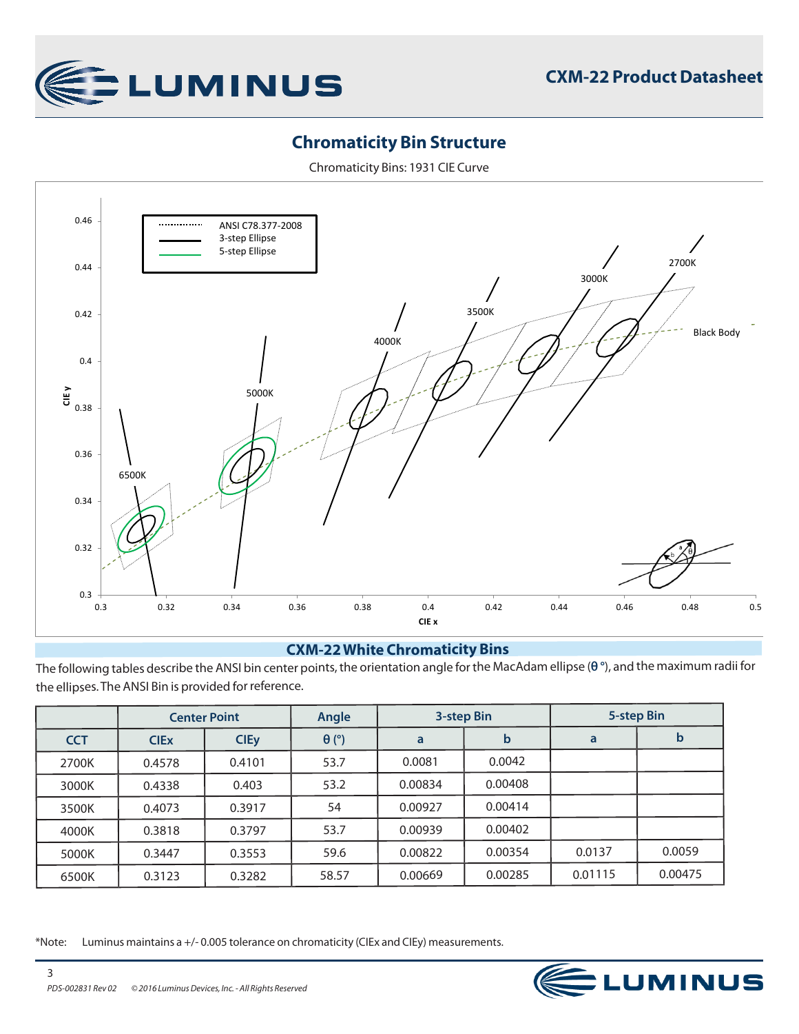## Chromaticity Bin Structure

Chromaticity Bins: 1931 CIE Curve

### CXM-22 White Chromaticity Bins

The following tables describe the ANSI bin center points, the orientation angle for the MacAdam ellipse (θ °), and the maximum radii for the ellipses. The ANSI Bin is provided for reference.

| | Center Point | | Angle | 3-step Bin | | 5-step Bin | |
|---|---|---|---|---|---|---|---|
| CCT | CIEx | CIEy | θ (°) | a | b | a | b |
| 2700K | 0.4578 | 0.4101 | 53.7 | 0.0081 | 0.0042 | | |
| 3000K | 0.4338 | 0.403 | 53.2 | 0.00834 | 0.00408 | | |
| 3500K | 0.4073 | 0.3917 | 54 | 0.00927 | 0.00414 | | |
| 4000K | 0.3818 | 0.3797 | 53.7 | 0.00939 | 0.00402 | | |
| 5000K | 0.3447 | 0.3553 | 59.6 | 0.00822 | 0.00354 | 0.0137 | 0.0059 |
| 6500K | 0.3123 | 0.3282 | 58.57 | 0.00669 | 0.00285 | 0.01115 | 0.00475 |

*Note: Luminus maintains a +/- 0.005 tolerance on chromaticity (CIEx and CIEy) measurements.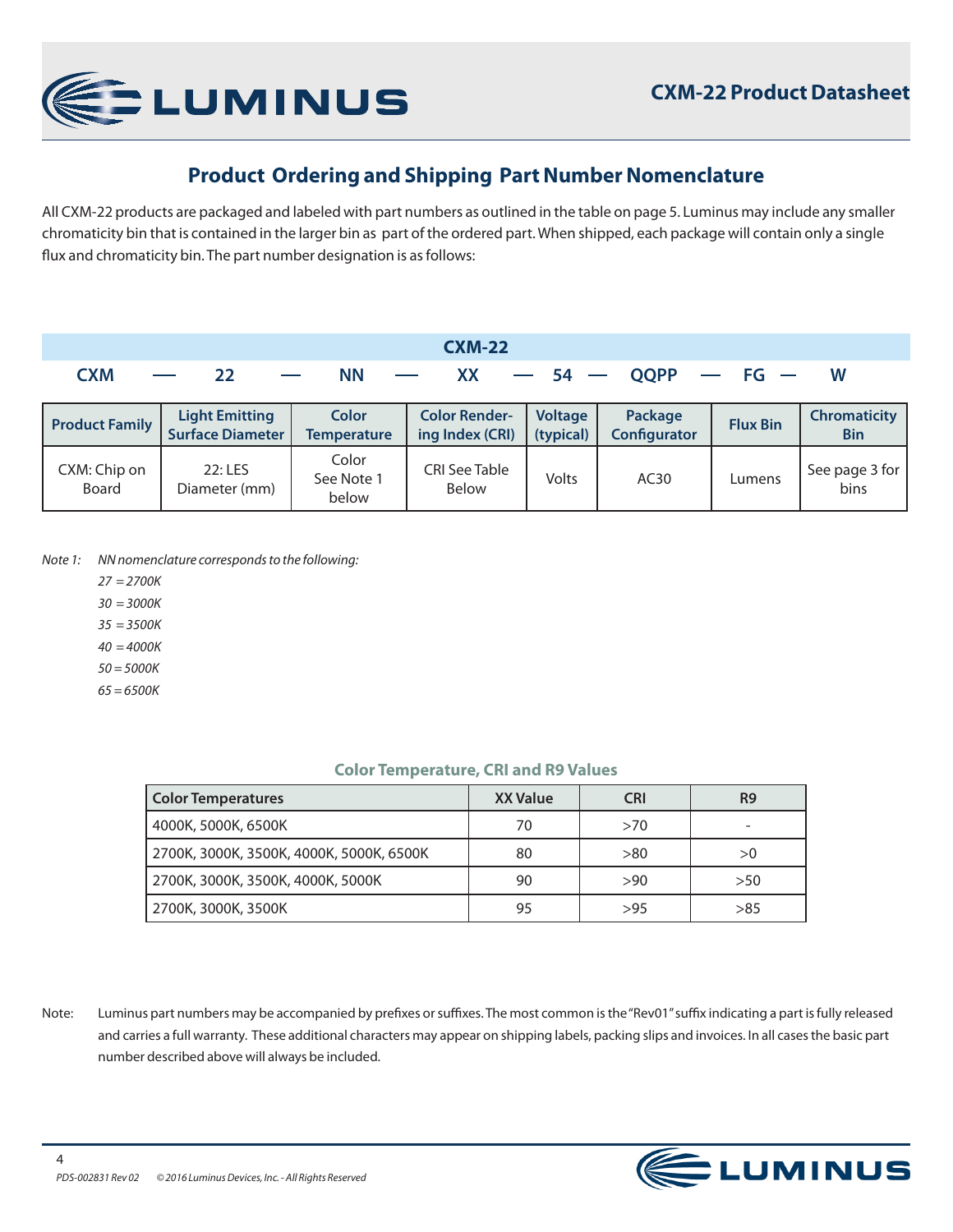## Product Ordering and Shipping Part Number Nomenclature

All CXM-22 products are packaged and labeled with part numbers as outlined in the table on page 5. Luminus may include any smaller chromaticity bin that is contained in the larger bin as part of the ordered part. When shipped, each package will contain only a single flux and chromaticity bin. The part number designation is as follows:

**CXM-22**

**CXM — 22 — NN — XX — 54 — QQPP — FG — W**

| Product Family | Light Emitting Surface Diameter | Color Temperature | Color Rendering Index (CRI) | Voltage (typical) | Package Configurator | Flux Bin | Chromaticity Bin |
|---|---|---|---|---|---|---|---|
| CXM: Chip on Board | 22: LES Diameter (mm) | Color See Note 1 below | CRI See Table Below | Volts | AC30 | Lumens | See page 3 for bins |

*Note 1: NN nomenclature corresponds to the following:*

*27 = 2700K*
*30 = 3000K*
*35 = 3500K*
*40 = 4000K*
*50 = 5000K*
*65 = 6500K*

**Color Temperature, CRI and R9 Values**

| Color Temperatures | XX Value | CRI | R9 |
|---|---|---|---|
| 4000K, 5000K, 6500K | 70 | >70 | - |
| 2700K, 3000K, 3500K, 4000K, 5000K, 6500K | 80 | >80 | >0 |
| 2700K, 3000K, 3500K, 4000K, 5000K | 90 | >90 | >50 |
| 2700K, 3000K, 3500K | 95 | >95 | >85 |

Note: Luminus part numbers may be accompanied by prefixes or suffixes. The most common is the "Rev01" suffix indicating a part is fully released and carries a full warranty. These additional characters may appear on shipping labels, packing slips and invoices. In all cases the basic part number described above will always be included.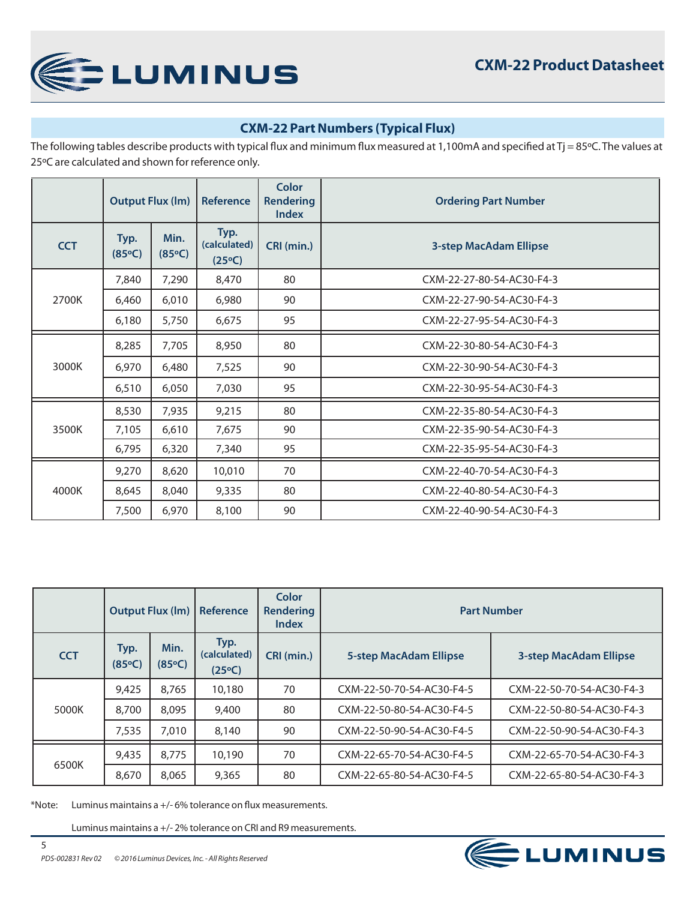## CXM-22 Part Numbers (Typical Flux)

The following tables describe products with typical flux and minimum flux measured at 1,100mA and specified at Tj = 85ºC. The values at 25ºC are calculated and shown for reference only.

| | Output Flux (lm) | | Reference | Color Rendering Index | Ordering Part Number |
|---|---|---|---|---|---|
| CCT | Typ. (85ºC) | Min. (85ºC) | Typ. (calculated) (25ºC) | CRI (min.) | 3-step MacAdam Ellipse |
| 2700K | 7,840 | 7,290 | 8,470 | 80 | CXM-22-27-80-54-AC30-F4-3 |
| | 6,460 | 6,010 | 6,980 | 90 | CXM-22-27-90-54-AC30-F4-3 |
| | 6,180 | 5,750 | 6,675 | 95 | CXM-22-27-95-54-AC30-F4-3 |
| 3000K | 8,285 | 7,705 | 8,950 | 80 | CXM-22-30-80-54-AC30-F4-3 |
| | 6,970 | 6,480 | 7,525 | 90 | CXM-22-30-90-54-AC30-F4-3 |
| | 6,510 | 6,050 | 7,030 | 95 | CXM-22-30-95-54-AC30-F4-3 |
| 3500K | 8,530 | 7,935 | 9,215 | 80 | CXM-22-35-80-54-AC30-F4-3 |
| | 7,105 | 6,610 | 7,675 | 90 | CXM-22-35-90-54-AC30-F4-3 |
| | 6,795 | 6,320 | 7,340 | 95 | CXM-22-35-95-54-AC30-F4-3 |
| 4000K | 9,270 | 8,620 | 10,010 | 70 | CXM-22-40-70-54-AC30-F4-3 |
| | 8,645 | 8,040 | 9,335 | 80 | CXM-22-40-80-54-AC30-F4-3 |
| | 7,500 | 6,970 | 8,100 | 90 | CXM-22-40-90-54-AC30-F4-3 |

| | Output Flux (lm) | | Reference | Color Rendering Index | Part Number | |
|---|---|---|---|---|---|---|
| CCT | Typ. (85ºC) | Min. (85ºC) | Typ. (calculated) (25ºC) | CRI (min.) | 5-step MacAdam Ellipse | 3-step MacAdam Ellipse |
| 5000K | 9,425 | 8,765 | 10,180 | 70 | CXM-22-50-70-54-AC30-F4-5 | CXM-22-50-70-54-AC30-F4-3 |
| | 8,700 | 8,095 | 9,400 | 80 | CXM-22-50-80-54-AC30-F4-5 | CXM-22-50-80-54-AC30-F4-3 |
| | 7,535 | 7,010 | 8,140 | 90 | CXM-22-50-90-54-AC30-F4-5 | CXM-22-50-90-54-AC30-F4-3 |
| 6500K | 9,435 | 8,775 | 10,190 | 70 | CXM-22-65-70-54-AC30-F4-5 | CXM-22-65-70-54-AC30-F4-3 |
| | 8,670 | 8,065 | 9,365 | 80 | CXM-22-65-80-54-AC30-F4-5 | CXM-22-65-80-54-AC30-F4-3 |

*Note: Luminus maintains a +/- 6% tolerance on flux measurements.

Luminus maintains a +/- 2% tolerance on CRI and R9 measurements.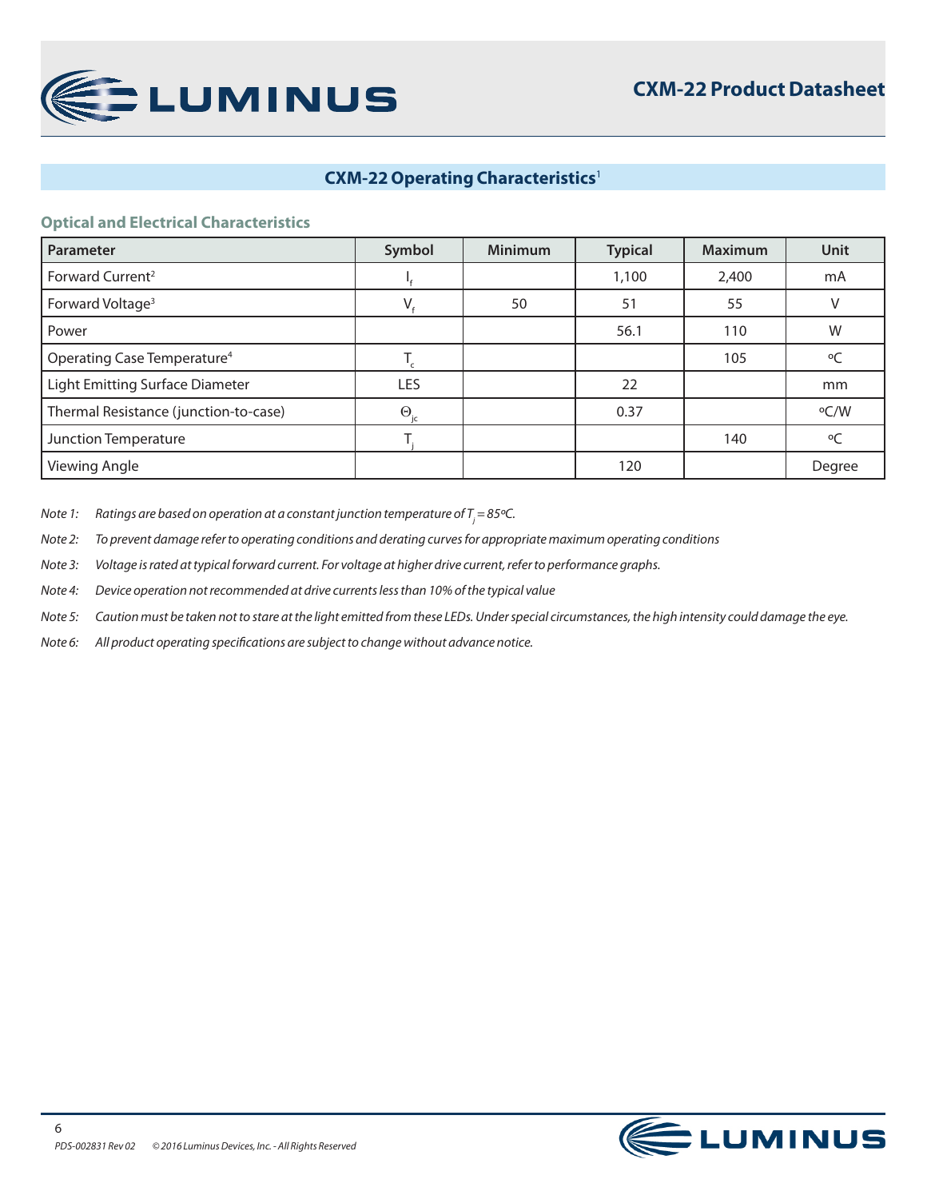## CXM-22 Operating Characteristics[1]

### Optical and Electrical Characteristics

| Parameter | Symbol | Minimum | Typical | Maximum | Unit |
|---|---|---|---|---|---|
| Forward Current[2] | $I_f$ | | 1,100 | 2,400 | mA |
| Forward Voltage[3] | $V_f$ | 50 | 51 | 55 | V |
| Power | | | 56.1 | 110 | W |
| Operating Case Temperature[4] | $T_c$ | | | 105 | ºC |
| Light Emitting Surface Diameter | LES | | 22 | | mm |
| Thermal Resistance (junction-to-case) | $\Theta_{jc}$ | | 0.37 | | ºC/W |
| Junction Temperature | $T_j$ | | | 140 | ºC |
| Viewing Angle | | | 120 | | Degree |

*Note 1: Ratings are based on operation at a constant junction temperature of $T_j$ = 85ºC.*

*Note 2: To prevent damage refer to operating conditions and derating curves for appropriate maximum operating conditions*

*Note 3: Voltage is rated at typical forward current. For voltage at higher drive current, refer to performance graphs.*

*Note 4: Device operation not recommended at drive currents less than 10% of the typical value*

*Note 5: Caution must be taken not to stare at the light emitted from these LEDs. Under special circumstances, the high intensity could damage the eye.*

*Note 6: All product operating specifications are subject to change without advance notice.*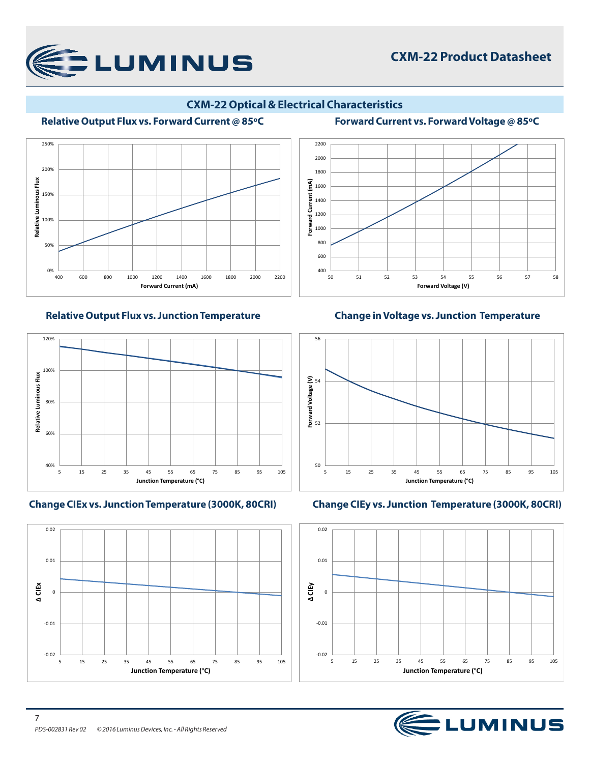## CXM-22 Optical & Electrical Characteristics

### Relative Output Flux vs. Forward Current @ 85ºC

Relative Luminous Flux

250%
200%
150%
100%
50%
0%

400 600 800 1000 1200 1400 1600 1800 2000 2200

Forward Current (mA)

### Forward Current vs. Forward Voltage @ 85ºC

Forward Current (mA)

2200
2000
1800
1600
1400
1200
1000
800
600
400

50 51 52 53 54 55 56 57 58

Forward Voltage (V)

### Relative Output Flux vs. Junction Temperature

Relative Luminous Flux

120%
100%
80%
60%
40%

5 15 25 35 45 55 65 75 85 95 105

Junction Temperature (°C)

### Change in Voltage vs. Junction Temperature

Forward Voltage (V)

56
54
52
50

5 15 25 35 45 55 65 75 85 95 105

Junction Temperature (°C)

### Change CIEx vs. Junction Temperature (3000K, 80CRI)

Δ CIEx

0.02
0.01
0
-0.01
-0.02

5 15 25 35 45 55 65 75 85 95 105

Junction Temperature (°C)

### Change CIEy vs. Junction Temperature (3000K, 80CRI)

Δ CIEy

0.02
0.01
0
-0.01
-0.02

5 15 25 35 45 55 65 75 85 95 105

Junction Temperature (°C)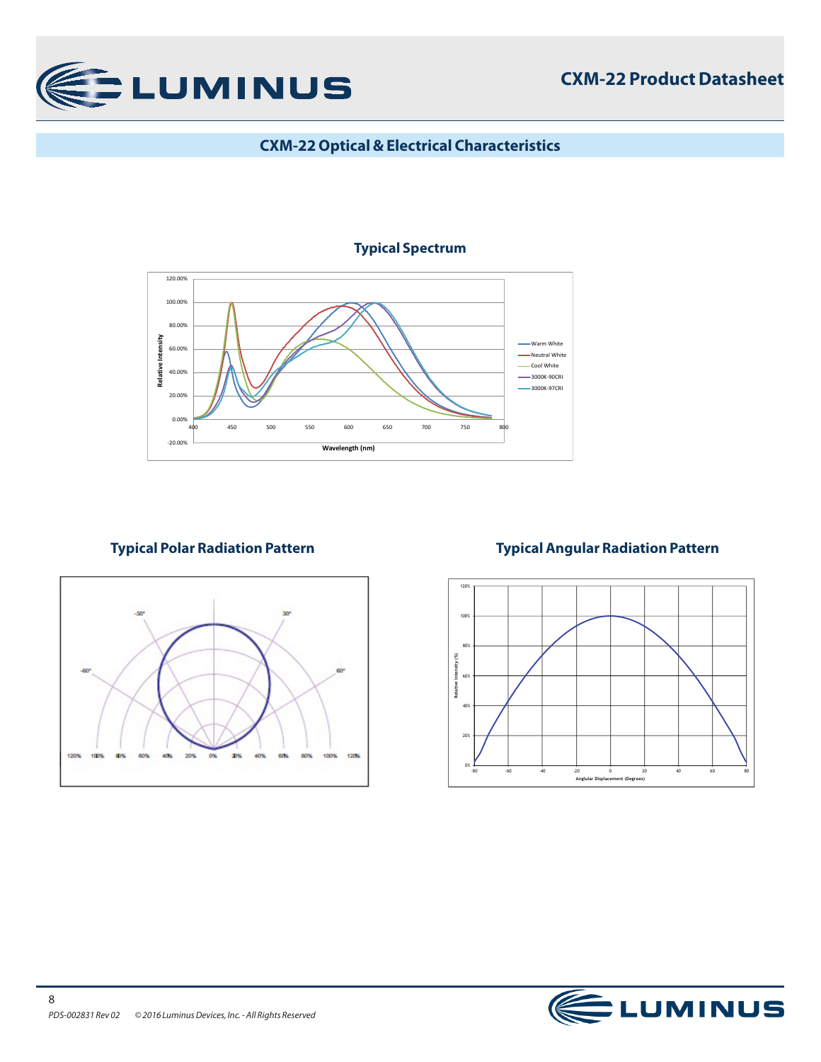## CXM-22 Optical & Electrical Characteristics

### Typical Spectrum

### Typical Polar Radiation Pattern

### Typical Angular Radiation Pattern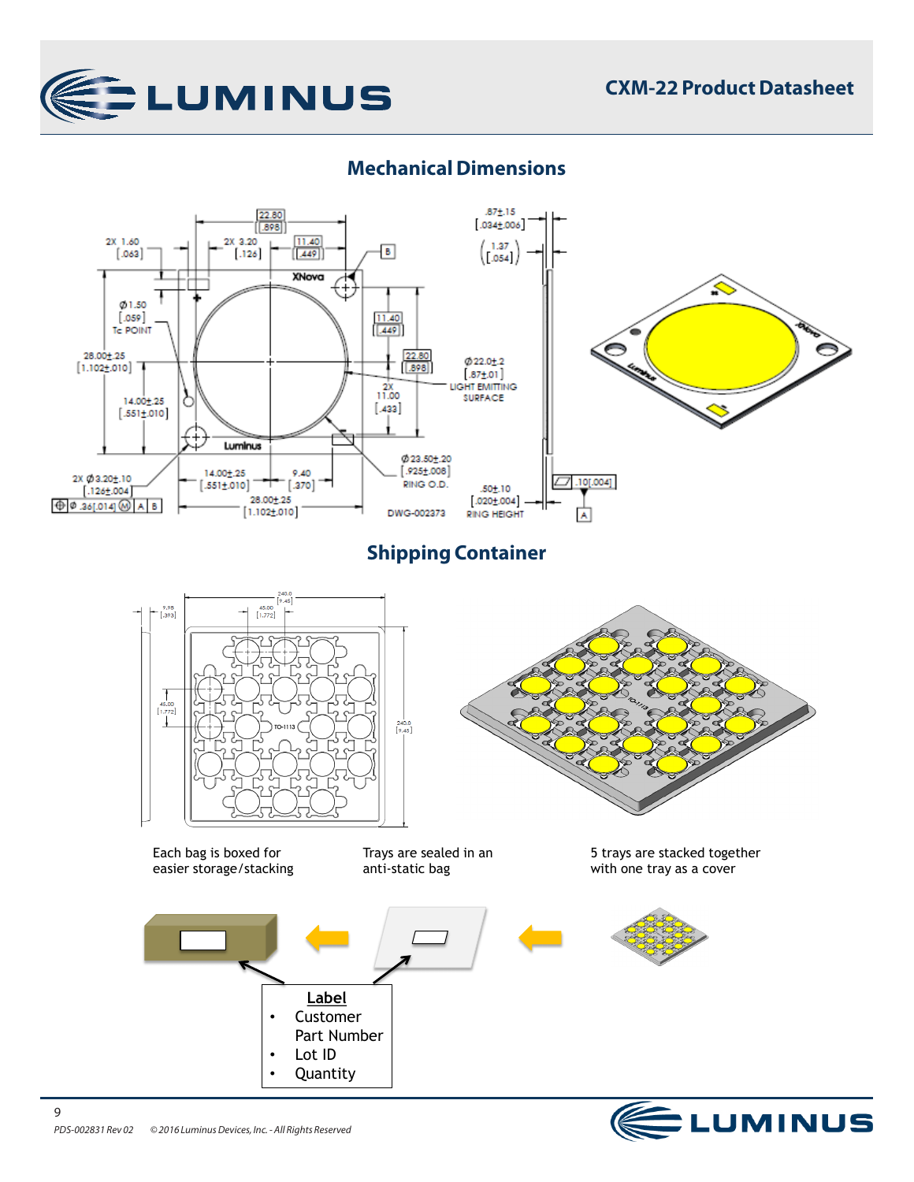## Mechanical Dimensions

## Shipping Container

Each bag is boxed for easier storage/stacking

Trays are sealed in an anti-static bag

5 trays are stacked together with one tray as a cover

**Label**

- Customer Part Number
- Lot ID
- Quantity

PDS-002831 Rev 02 © 2016 Luminus Devices, Inc. - All Rights Reserved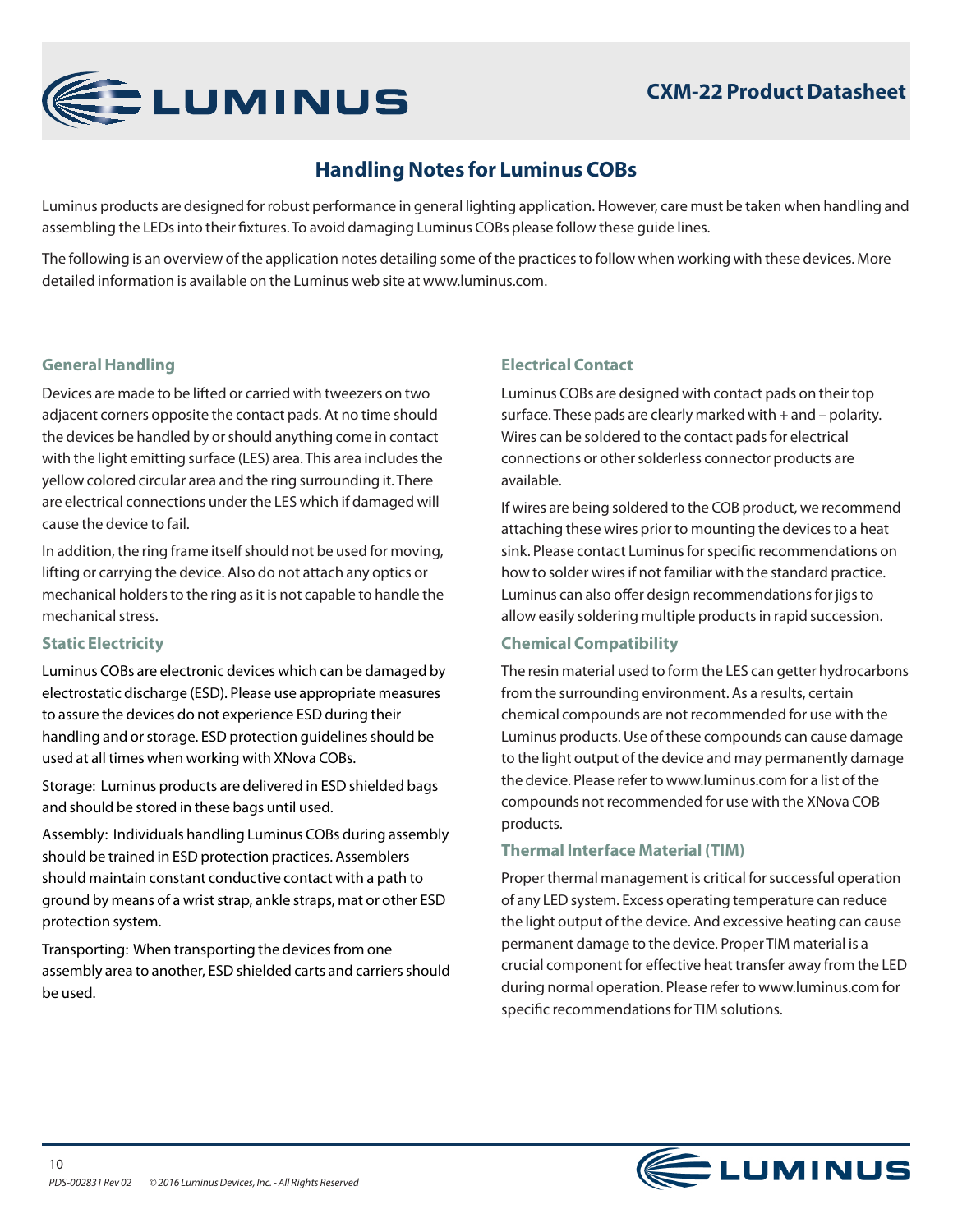# Handling Notes for Luminus COBs

Luminus products are designed for robust performance in general lighting application. However, care must be taken when handling and assembling the LEDs into their fixtures. To avoid damaging Luminus COBs please follow these guide lines.

The following is an overview of the application notes detailing some of the practices to follow when working with these devices. More detailed information is available on the Luminus web site at www.luminus.com.

### General Handling

Devices are made to be lifted or carried with tweezers on two adjacent corners opposite the contact pads. At no time should the devices be handled by or should anything come in contact with the light emitting surface (LES) area. This area includes the yellow colored circular area and the ring surrounding it. There are electrical connections under the LES which if damaged will cause the device to fail.

In addition, the ring frame itself should not be used for moving, lifting or carrying the device. Also do not attach any optics or mechanical holders to the ring as it is not capable to handle the mechanical stress.

### Static Electricity

Luminus COBs are electronic devices which can be damaged by electrostatic discharge (ESD). Please use appropriate measures to assure the devices do not experience ESD during their handling and or storage. ESD protection guidelines should be used at all times when working with XNova COBs.

Storage: Luminus products are delivered in ESD shielded bags and should be stored in these bags until used.

Assembly: Individuals handling Luminus COBs during assembly should be trained in ESD protection practices. Assemblers should maintain constant conductive contact with a path to ground by means of a wrist strap, ankle straps, mat or other ESD protection system.

Transporting: When transporting the devices from one assembly area to another, ESD shielded carts and carriers should be used.

### Electrical Contact

Luminus COBs are designed with contact pads on their top surface. These pads are clearly marked with + and – polarity. Wires can be soldered to the contact pads for electrical connections or other solderless connector products are available.

If wires are being soldered to the COB product, we recommend attaching these wires prior to mounting the devices to a heat sink. Please contact Luminus for specific recommendations on how to solder wires if not familiar with the standard practice. Luminus can also offer design recommendations for jigs to allow easily soldering multiple products in rapid succession.

### Chemical Compatibility

The resin material used to form the LES can getter hydrocarbons from the surrounding environment. As a results, certain chemical compounds are not recommended for use with the Luminus products. Use of these compounds can cause damage to the light output of the device and may permanently damage the device. Please refer to www.luminus.com for a list of the compounds not recommended for use with the XNova COB products.

### Thermal Interface Material (TIM)

Proper thermal management is critical for successful operation of any LED system. Excess operating temperature can reduce the light output of the device. And excessive heating can cause permanent damage to the device. Proper TIM material is a crucial component for effective heat transfer away from the LED during normal operation. Please refer to www.luminus.com for specific recommendations for TIM solutions.